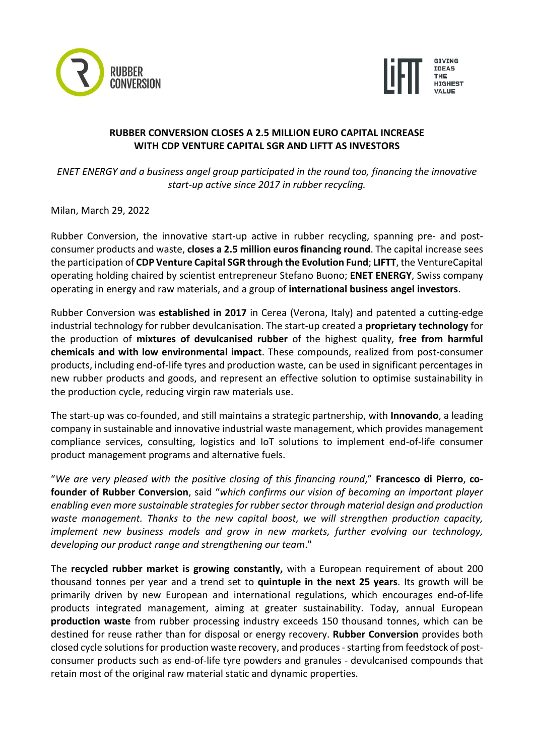# RUBBER CONVERSION CLOSES A 2.5 MILLION EURO CAPITAL INCREASE WITH CDP VENTURE CAPITAL SGR AND LIFTT AS INVESTORS

*ENET ENERGY and a business angel group participated in the round too, financing the innovative start-up active since 2017 in rubber recycling.*

Milan, March 29, 2022

Rubber Conversion, the innovative start-up active in rubber recycling, spanning pre- and post-consumer products and waste, **closes a 2.5 million euros financing round**. The capital increase sees the participation of **CDP Venture Capital SGR through the Evolution Fund**; **LIFTT**, the VentureCapital operating holding chaired by scientist entrepreneur Stefano Buono; **ENET ENERGY**, Swiss company operating in energy and raw materials, and a group of **international business angel investors**.

Rubber Conversion was **established in 2017** in Cerea (Verona, Italy) and patented a cutting-edge industrial technology for rubber devulcanisation. The start-up created a **proprietary technology** for the production of **mixtures of devulcanised rubber** of the highest quality, **free from harmful chemicals and with low environmental impact**. These compounds, realized from post-consumer products, including end-of-life tyres and production waste, can be used in significant percentages in new rubber products and goods, and represent an effective solution to optimise sustainability in the production cycle, reducing virgin raw materials use.

The start-up was co-founded, and still maintains a strategic partnership, with **Innovando**, a leading company in sustainable and innovative industrial waste management, which provides management compliance services, consulting, logistics and IoT solutions to implement end-of-life consumer product management programs and alternative fuels.

"*We are very pleased with the positive closing of this financing round*," **Francesco di Pierro**, **co-founder of Rubber Conversion**, said "*which confirms our vision of becoming an important player enabling even more sustainable strategies for rubber sector through material design and production waste management. Thanks to the new capital boost, we will strengthen production capacity, implement new business models and grow in new markets, further evolving our technology, developing our product range and strengthening our team*."

The **recycled rubber market is growing constantly,** with a European requirement of about 200 thousand tonnes per year and a trend set to **quintuple in the next 25 years**. Its growth will be primarily driven by new European and international regulations, which encourages end-of-life products integrated management, aiming at greater sustainability. Today, annual European **production waste** from rubber processing industry exceeds 150 thousand tonnes, which can be destined for reuse rather than for disposal or energy recovery. **Rubber Conversion** provides both closed cycle solutions for production waste recovery, and produces - starting from feedstock of post-consumer products such as end-of-life tyre powders and granules - devulcanised compounds that retain most of the original raw material static and dynamic properties.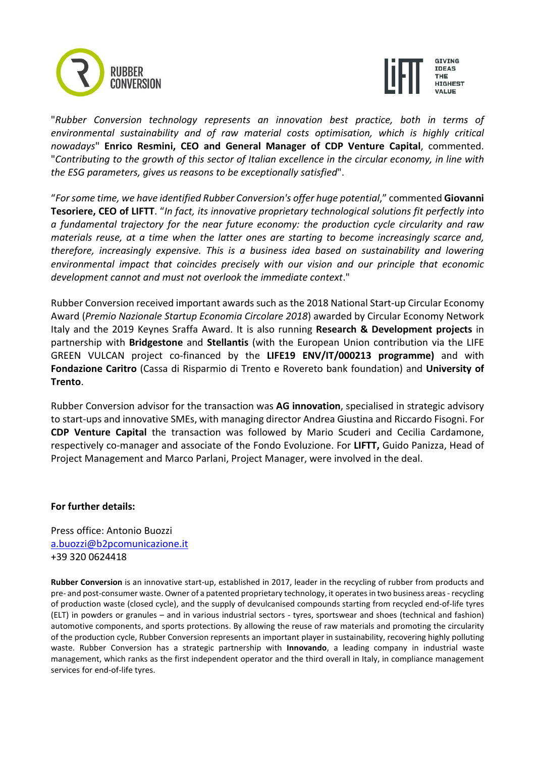"*Rubber Conversion technology represents an innovation best practice, both in terms of environmental sustainability and of raw material costs optimisation, which is highly critical nowadays*" **Enrico Resmini, CEO and General Manager of CDP Venture Capital**, commented. "*Contributing to the growth of this sector of Italian excellence in the circular economy, in line with the ESG parameters, gives us reasons to be exceptionally satisfied*".

"*For some time, we have identified Rubber Conversion's offer huge potential*," commented **Giovanni Tesoriere, CEO of LIFTT**. "*In fact, its innovative proprietary technological solutions fit perfectly into a fundamental trajectory for the near future economy: the production cycle circularity and raw materials reuse, at a time when the latter ones are starting to become increasingly scarce and, therefore, increasingly expensive. This is a business idea based on sustainability and lowering environmental impact that coincides precisely with our vision and our principle that economic development cannot and must not overlook the immediate context*."

Rubber Conversion received important awards such as the 2018 National Start-up Circular Economy Award (*Premio Nazionale Startup Economia Circolare 2018*) awarded by Circular Economy Network Italy and the 2019 Keynes Sraffa Award. It is also running **Research & Development projects** in partnership with **Bridgestone** and **Stellantis** (with the European Union contribution via the LIFE GREEN VULCAN project co-financed by the **LIFE19 ENV/IT/000213 programme)** and with **Fondazione Caritro** (Cassa di Risparmio di Trento e Rovereto bank foundation) and **University of Trento**.

Rubber Conversion advisor for the transaction was **AG innovation**, specialised in strategic advisory to start-ups and innovative SMEs, with managing director Andrea Giustina and Riccardo Fisogni. For **CDP Venture Capital** the transaction was followed by Mario Scuderi and Cecilia Cardamone, respectively co-manager and associate of the Fondo Evoluzione. For **LIFTT,** Guido Panizza, Head of Project Management and Marco Parlani, Project Manager, were involved in the deal.

**For further details:**

Press office: Antonio Buozzi
a.buozzi@b2pcomunicazione.it
+39 320 0624418

**Rubber Conversion** is an innovative start-up, established in 2017, leader in the recycling of rubber from products and pre- and post-consumer waste. Owner of a patented proprietary technology, it operates in two business areas - recycling of production waste (closed cycle), and the supply of devulcanised compounds starting from recycled end-of-life tyres (ELT) in powders or granules – and in various industrial sectors - tyres, sportswear and shoes (technical and fashion) automotive components, and sports protections. By allowing the reuse of raw materials and promoting the circularity of the production cycle, Rubber Conversion represents an important player in sustainability, recovering highly polluting waste. Rubber Conversion has a strategic partnership with **Innovando**, a leading company in industrial waste management, which ranks as the first independent operator and the third overall in Italy, in compliance management services for end-of-life tyres.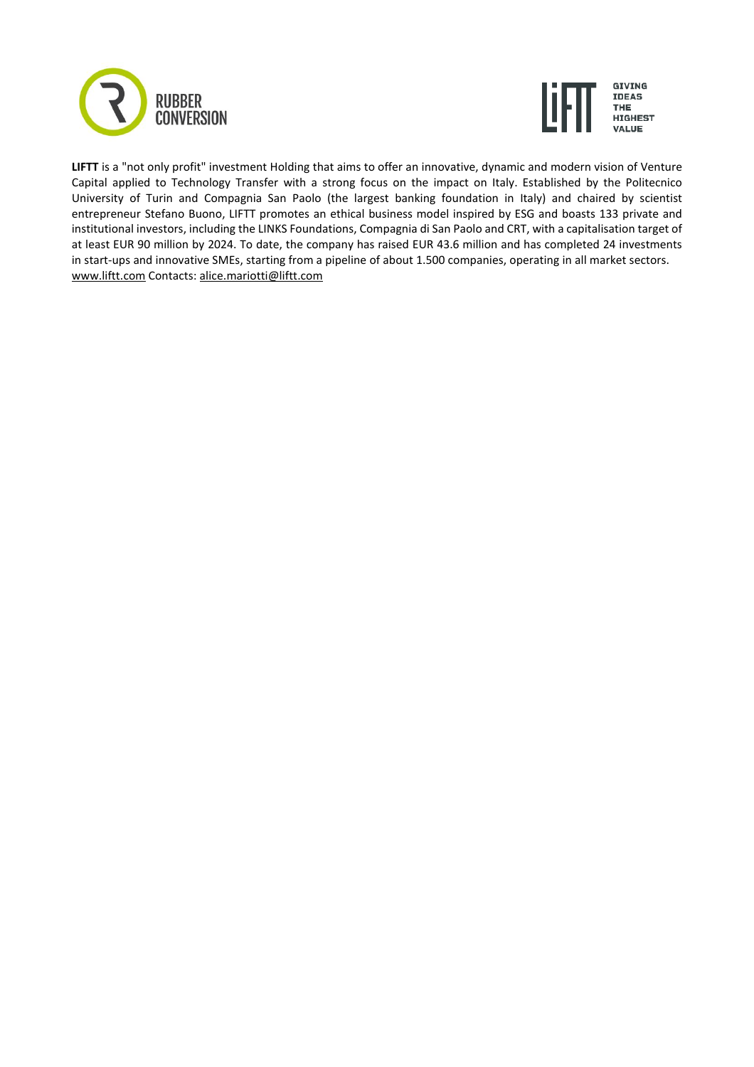**LIFTT** is a "not only profit" investment Holding that aims to offer an innovative, dynamic and modern vision of Venture Capital applied to Technology Transfer with a strong focus on the impact on Italy. Established by the Politecnico University of Turin and Compagnia San Paolo (the largest banking foundation in Italy) and chaired by scientist entrepreneur Stefano Buono, LIFTT promotes an ethical business model inspired by ESG and boasts 133 private and institutional investors, including the LINKS Foundations, Compagnia di San Paolo and CRT, with a capitalisation target of at least EUR 90 million by 2024. To date, the company has raised EUR 43.6 million and has completed 24 investments in start-ups and innovative SMEs, starting from a pipeline of about 1.500 companies, operating in all market sectors. www.liftt.com Contacts: alice.mariotti@liftt.com